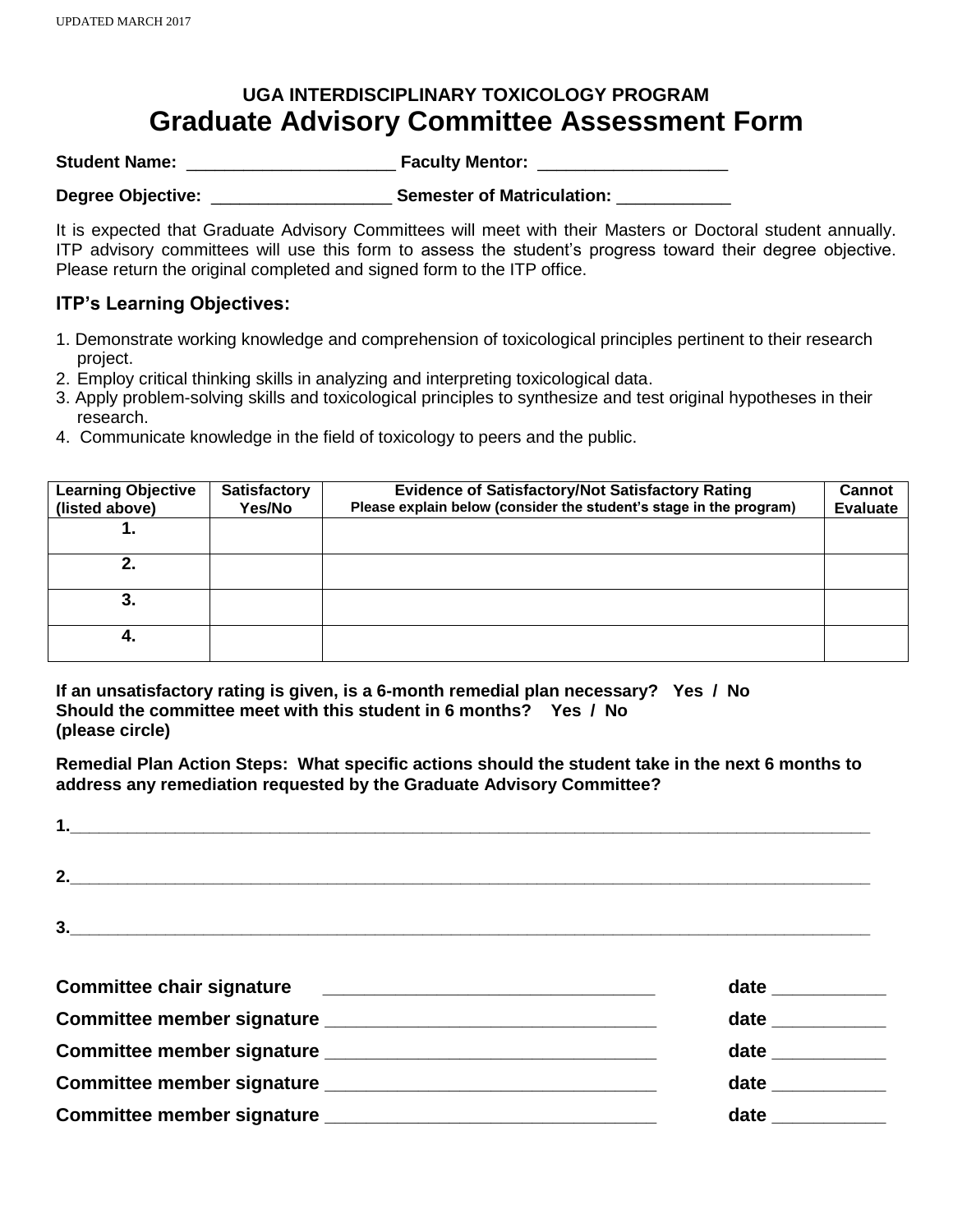UPDATED MARCH 2017

### UGA INTERDISCIPLINARY TOXICOLOGY PROGRAM

# Graduate Advisory Committee Assessment Form

**Student Name:** _____________________ **Faculty Mentor:** ___________________

**Degree Objective:** __________________ **Semester of Matriculation:** ___________

It is expected that Graduate Advisory Committees will meet with their Masters or Doctoral student annually. ITP advisory committees will use this form to assess the student's progress toward their degree objective. Please return the original completed and signed form to the ITP office.

## ITP's Learning Objectives:

1. Demonstrate working knowledge and comprehension of toxicological principles pertinent to their research project.
2. Employ critical thinking skills in analyzing and interpreting toxicological data.
3. Apply problem-solving skills and toxicological principles to synthesize and test original hypotheses in their research.
4. Communicate knowledge in the field of toxicology to peers and the public.

| Learning Objective (listed above) | Satisfactory Yes/No | Evidence of Satisfactory/Not Satisfactory Rating<br>Please explain below (consider the student's stage in the program) | Cannot Evaluate |
|---|---|---|---|
| 1. | | | |
| 2. | | | |
| 3. | | | |
| 4. | | | |

**If an unsatisfactory rating is given, is a 6-month remedial plan necessary? Yes / No**
**Should the committee meet with this student in 6 months? Yes / No**
**(please circle)**

**Remedial Plan Action Steps: What specific actions should the student take in the next 6 months to address any remediation requested by the Graduate Advisory Committee?**

**1.**_______________________________________________________________________________

**2.**_______________________________________________________________________________

**3.**_______________________________________________________________________________

**Committee chair signature** ________________________________ **date** ___________

**Committee member signature** ________________________________ **date** ___________

**Committee member signature** ________________________________ **date** ___________

**Committee member signature** ________________________________ **date** ___________

**Committee member signature** ________________________________ **date** ___________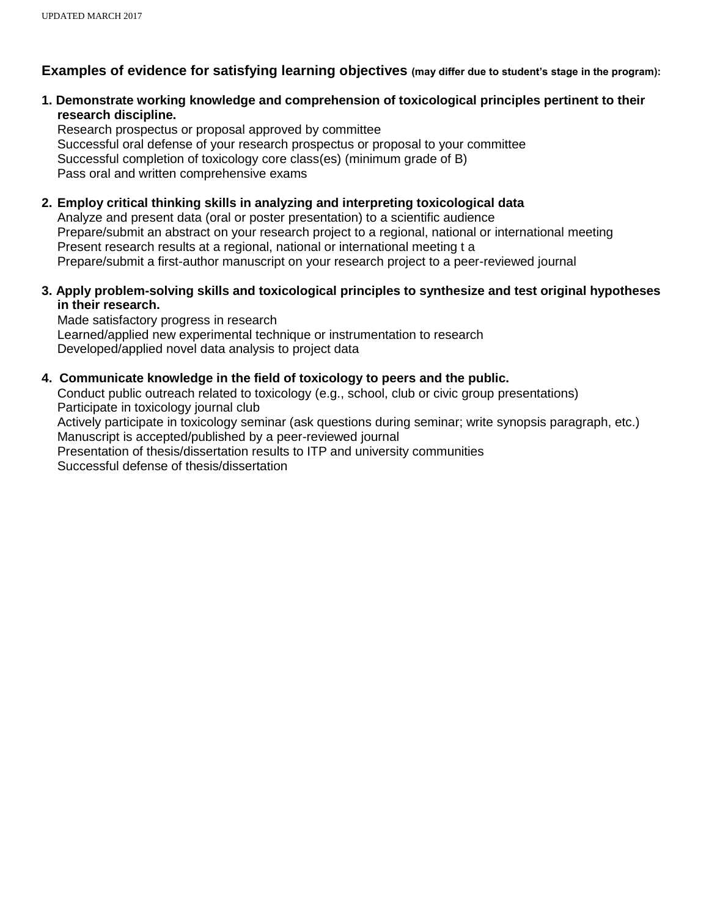**Examples of evidence for satisfying learning objectives** **(may differ due to student's stage in the program):**

**1. Demonstrate working knowledge and comprehension of toxicological principles pertinent to their research discipline.**

Research prospectus or proposal approved by committee
Successful oral defense of your research prospectus or proposal to your committee
Successful completion of toxicology core class(es) (minimum grade of B)
Pass oral and written comprehensive exams

**2. Employ critical thinking skills in analyzing and interpreting toxicological data**

Analyze and present data (oral or poster presentation) to a scientific audience
Prepare/submit an abstract on your research project to a regional, national or international meeting
Present research results at a regional, national or international meeting t a
Prepare/submit a first-author manuscript on your research project to a peer-reviewed journal

**3. Apply problem-solving skills and toxicological principles to synthesize and test original hypotheses in their research.**

Made satisfactory progress in research
Learned/applied new experimental technique or instrumentation to research
Developed/applied novel data analysis to project data

**4. Communicate knowledge in the field of toxicology to peers and the public.**

Conduct public outreach related to toxicology (e.g., school, club or civic group presentations)
Participate in toxicology journal club
Actively participate in toxicology seminar (ask questions during seminar; write synopsis paragraph, etc.)
Manuscript is accepted/published by a peer-reviewed journal
Presentation of thesis/dissertation results to ITP and university communities
Successful defense of thesis/dissertation